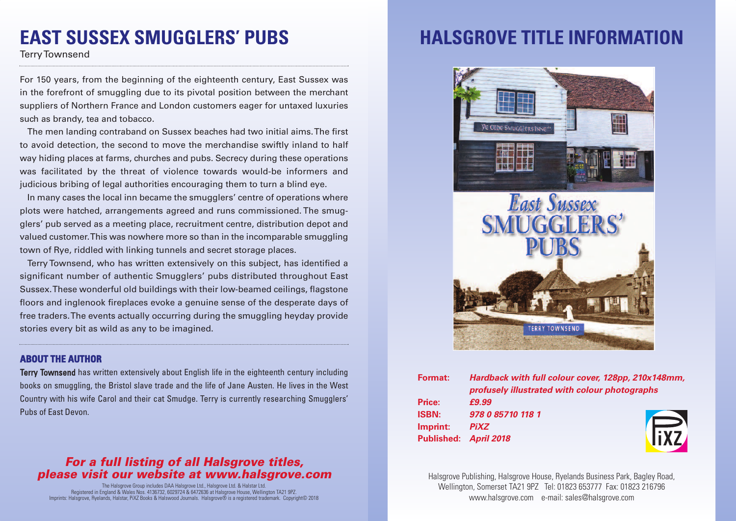# EAST SUSSEX SMUGGLERS' PUBS

Terry Townsend

For 150 years, from the beginning of the eighteenth century, East Sussex was in the forefront of smuggling due to its pivotal position between the merchant suppliers of Northern France and London customers eager for untaxed luxuries such as brandy, tea and tobacco.

The men landing contraband on Sussex beaches had two initial aims. The first to avoid detection, the second to move the merchandise swiftly inland to half way hiding places at farms, churches and pubs. Secrecy during these operations was facilitated by the threat of violence towards would-be informers and judicious bribing of legal authorities encouraging them to turn a blind eye.

In many cases the local inn became the smugglers' centre of operations where plots were hatched, arrangements agreed and runs commissioned. The smugglers' pub served as a meeting place, recruitment centre, distribution depot and valued customer. This was nowhere more so than in the incomparable smuggling town of Rye, riddled with linking tunnels and secret storage places.

Terry Townsend, who has written extensively on this subject, has identified a significant number of authentic Smugglers' pubs distributed throughout East Sussex. These wonderful old buildings with their low-beamed ceilings, flagstone floors and inglenook fireplaces evoke a genuine sense of the desperate days of free traders. The events actually occurring during the smuggling heyday provide stories every bit as wild as any to be imagined.

### ABOUT THE AUTHOR

**Terry Townsend** has written extensively about English life in the eighteenth century including books on smuggling, the Bristol slave trade and the life of Jane Austen. He lives in the West Country with his wife Carol and their cat Smudge. Terry is currently researching Smugglers' Pubs of East Devon.

***For a full listing of all Halsgrove titles, please visit our website at www.halsgrove.com***

The Halsgrove Group includes DAA Halsgrove Ltd., Halsgrove Ltd. & Halstar Ltd.
Registered in England & Wales Nos. 4136732, 6029724 & 6472636 at Halsgrove House, Wellington TA21 9PZ.
Imprints: Halsgrove, Ryelands, Halstar, PiXZ Books & Halswood Journals. Halsgrove® is a registered trademark. Copyright© 2018

# HALSGROVE TITLE INFORMATION

**Format:** *Hardback with full colour cover, 128pp, 210x148mm, profusely illustrated with colour photographs*
**Price:** *£9.99*
**ISBN:** *978 0 85710 118 1*
**Imprint:** *PiXZ*
**Published:** *April 2018*

Halsgrove Publishing, Halsgrove House, Ryelands Business Park, Bagley Road, Wellington, Somerset TA21 9PZ Tel: 01823 653777 Fax: 01823 216796
www.halsgrove.com e-mail: sales@halsgrove.com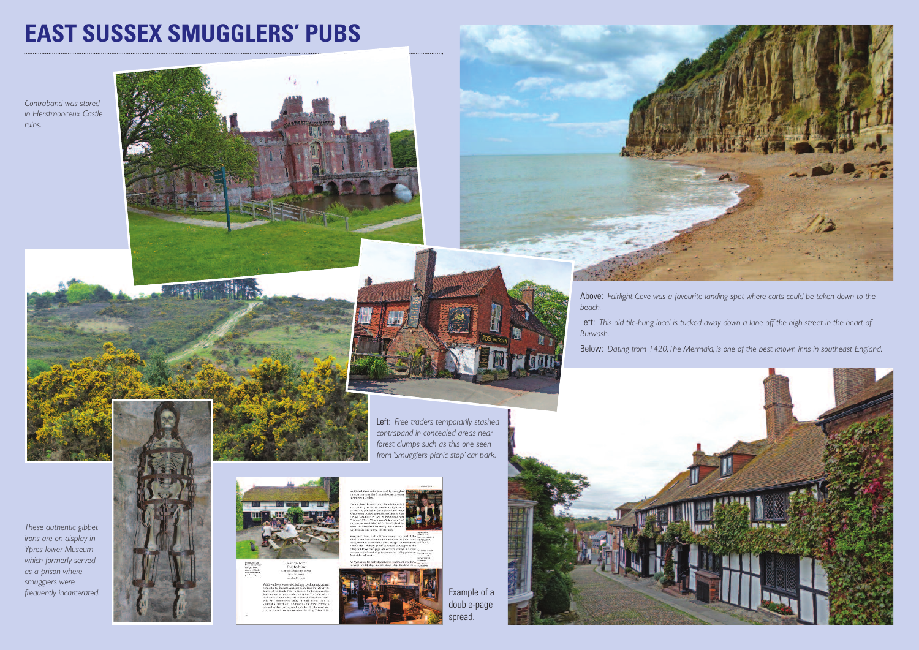# EAST SUSSEX SMUGGLERS' PUBS

*Contraband was stored in Herstmonceux Castle ruins.*

Above: *Fairlight Cove was a favourite landing spot where carts could be taken down to the beach.*

Left: *This old tile-hung local is tucked away down a lane off the high street in the heart of Burwash.*

Below: *Dating from 1420, The Mermaid, is one of the best known inns in southeast England.*

Left: *Free traders temporarily stashed contraband in concealed areas near forest clumps such as this one seen from 'Smugglers picnic stop' car park.*

*These authentic gibbet irons are on display in Ypres Tower Museum which formerly served as a prison where smugglers were frequently incarcerated.*

Example of a double-page spread.